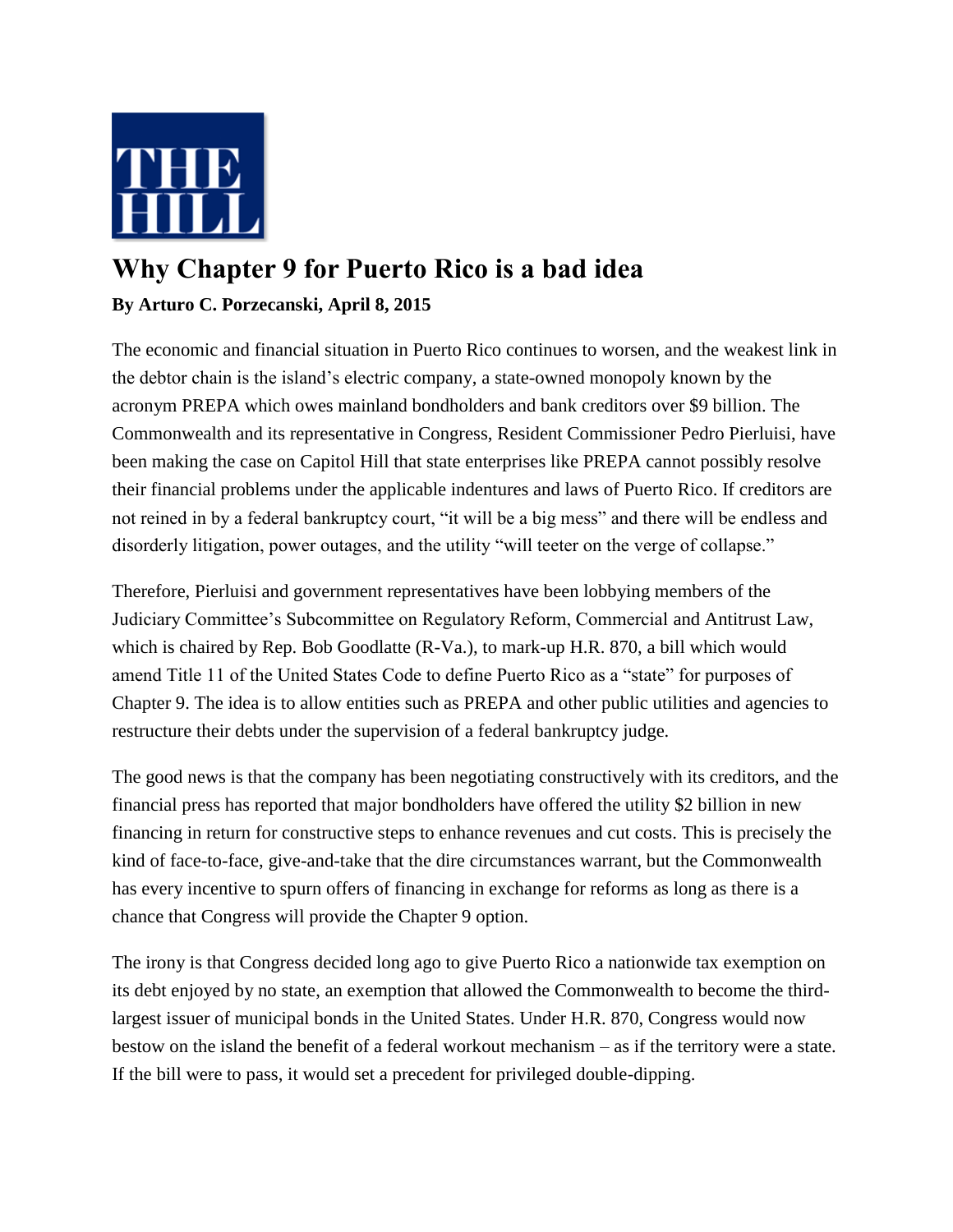THE HILL

# Why Chapter 9 for Puerto Rico is a bad idea

**By Arturo C. Porzecanski, April 8, 2015**

The economic and financial situation in Puerto Rico continues to worsen, and the weakest link in the debtor chain is the island's electric company, a state-owned monopoly known by the acronym PREPA which owes mainland bondholders and bank creditors over $9 billion. The Commonwealth and its representative in Congress, Resident Commissioner Pedro Pierluisi, have been making the case on Capitol Hill that state enterprises like PREPA cannot possibly resolve their financial problems under the applicable indentures and laws of Puerto Rico. If creditors are not reined in by a federal bankruptcy court, "it will be a big mess" and there will be endless and disorderly litigation, power outages, and the utility "will teeter on the verge of collapse."

Therefore, Pierluisi and government representatives have been lobbying members of the Judiciary Committee's Subcommittee on Regulatory Reform, Commercial and Antitrust Law, which is chaired by Rep. Bob Goodlatte (R-Va.), to mark-up H.R. 870, a bill which would amend Title 11 of the United States Code to define Puerto Rico as a "state" for purposes of Chapter 9. The idea is to allow entities such as PREPA and other public utilities and agencies to restructure their debts under the supervision of a federal bankruptcy judge.

The good news is that the company has been negotiating constructively with its creditors, and the financial press has reported that major bondholders have offered the utility $2 billion in new financing in return for constructive steps to enhance revenues and cut costs. This is precisely the kind of face-to-face, give-and-take that the dire circumstances warrant, but the Commonwealth has every incentive to spurn offers of financing in exchange for reforms as long as there is a chance that Congress will provide the Chapter 9 option.

The irony is that Congress decided long ago to give Puerto Rico a nationwide tax exemption on its debt enjoyed by no state, an exemption that allowed the Commonwealth to become the third-largest issuer of municipal bonds in the United States. Under H.R. 870, Congress would now bestow on the island the benefit of a federal workout mechanism – as if the territory were a state. If the bill were to pass, it would set a precedent for privileged double-dipping.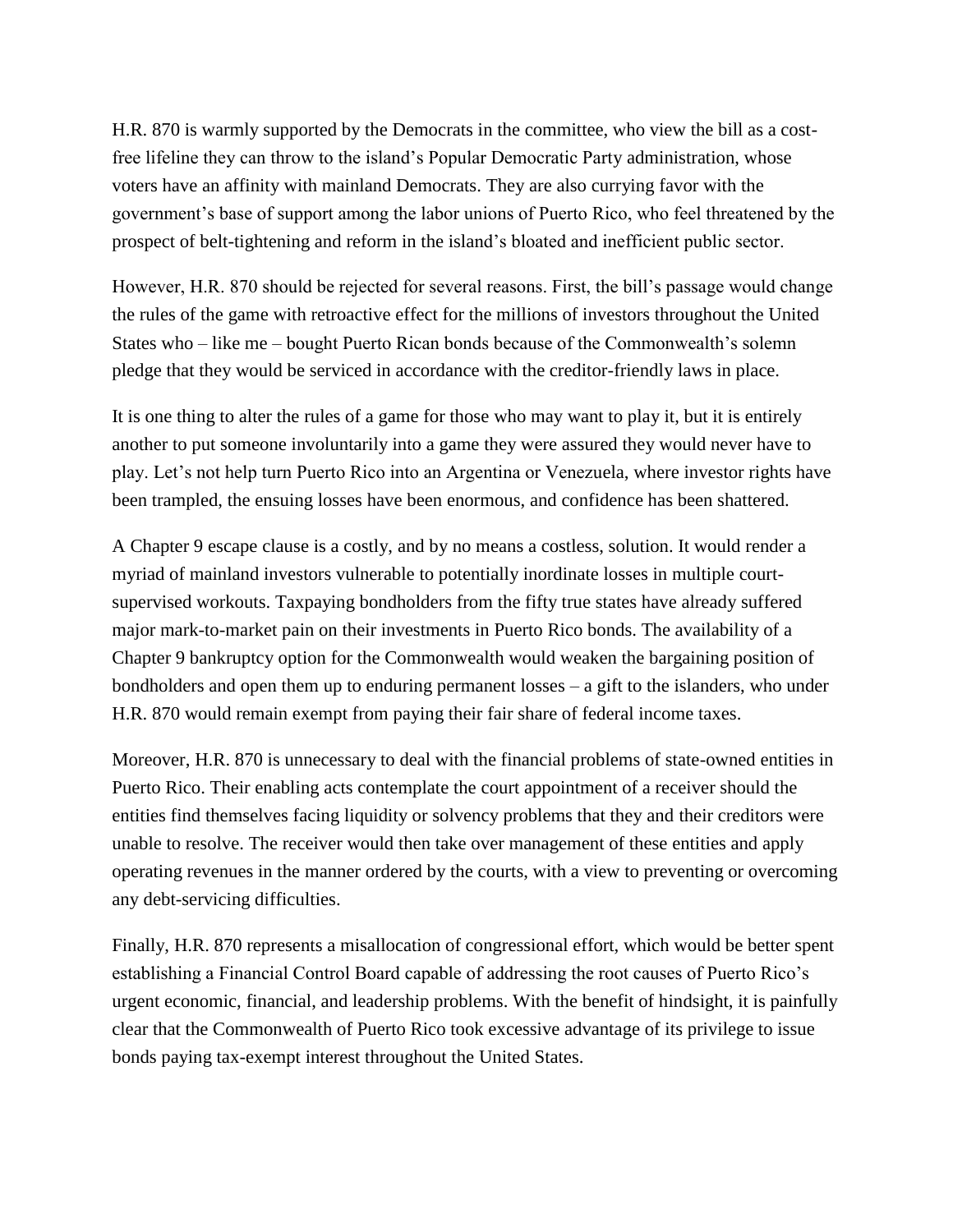H.R. 870 is warmly supported by the Democrats in the committee, who view the bill as a cost-free lifeline they can throw to the island's Popular Democratic Party administration, whose voters have an affinity with mainland Democrats. They are also currying favor with the government's base of support among the labor unions of Puerto Rico, who feel threatened by the prospect of belt-tightening and reform in the island's bloated and inefficient public sector.

However, H.R. 870 should be rejected for several reasons. First, the bill's passage would change the rules of the game with retroactive effect for the millions of investors throughout the United States who – like me – bought Puerto Rican bonds because of the Commonwealth's solemn pledge that they would be serviced in accordance with the creditor-friendly laws in place.

It is one thing to alter the rules of a game for those who may want to play it, but it is entirely another to put someone involuntarily into a game they were assured they would never have to play. Let's not help turn Puerto Rico into an Argentina or Venezuela, where investor rights have been trampled, the ensuing losses have been enormous, and confidence has been shattered.

A Chapter 9 escape clause is a costly, and by no means a costless, solution. It would render a myriad of mainland investors vulnerable to potentially inordinate losses in multiple court-supervised workouts. Taxpaying bondholders from the fifty true states have already suffered major mark-to-market pain on their investments in Puerto Rico bonds. The availability of a Chapter 9 bankruptcy option for the Commonwealth would weaken the bargaining position of bondholders and open them up to enduring permanent losses – a gift to the islanders, who under H.R. 870 would remain exempt from paying their fair share of federal income taxes.

Moreover, H.R. 870 is unnecessary to deal with the financial problems of state-owned entities in Puerto Rico. Their enabling acts contemplate the court appointment of a receiver should the entities find themselves facing liquidity or solvency problems that they and their creditors were unable to resolve. The receiver would then take over management of these entities and apply operating revenues in the manner ordered by the courts, with a view to preventing or overcoming any debt-servicing difficulties.

Finally, H.R. 870 represents a misallocation of congressional effort, which would be better spent establishing a Financial Control Board capable of addressing the root causes of Puerto Rico's urgent economic, financial, and leadership problems. With the benefit of hindsight, it is painfully clear that the Commonwealth of Puerto Rico took excessive advantage of its privilege to issue bonds paying tax-exempt interest throughout the United States.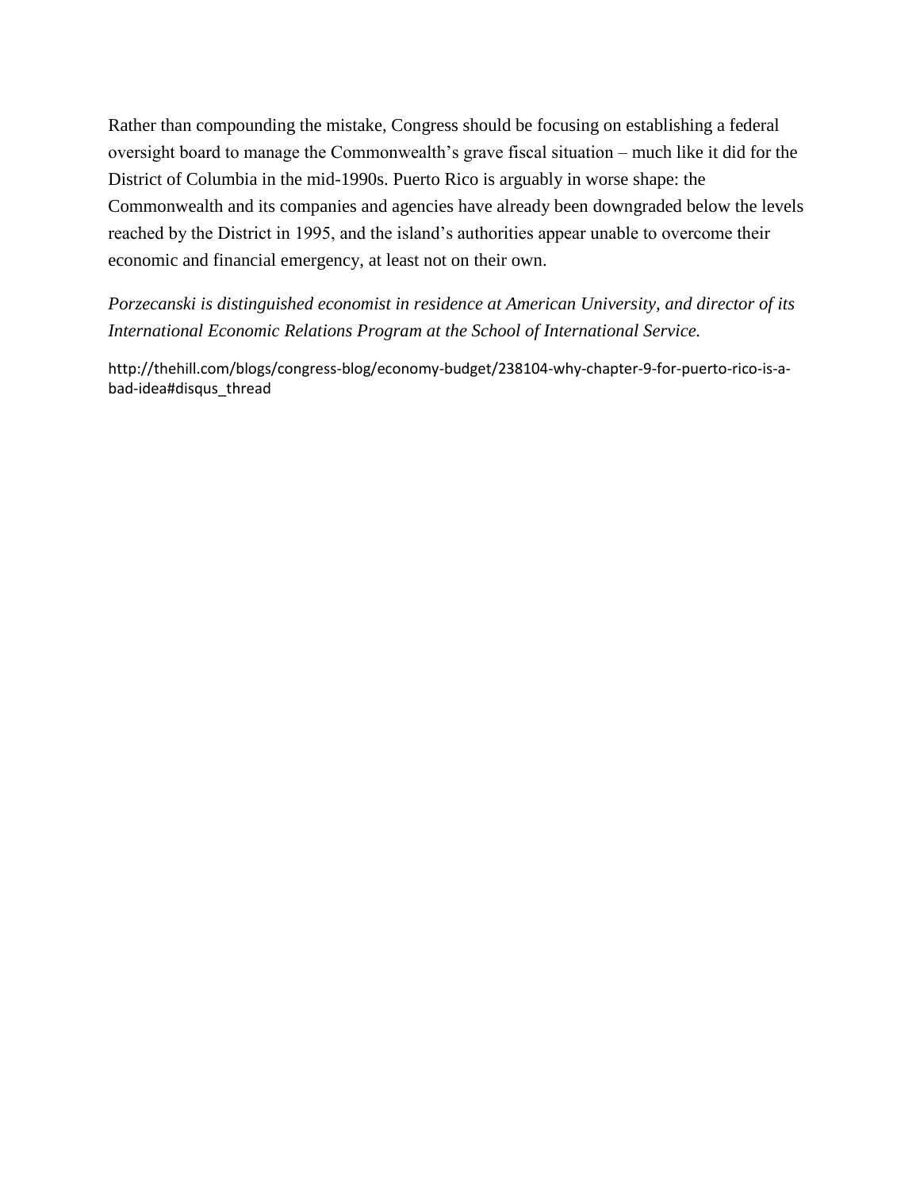Rather than compounding the mistake, Congress should be focusing on establishing a federal oversight board to manage the Commonwealth's grave fiscal situation – much like it did for the District of Columbia in the mid-1990s. Puerto Rico is arguably in worse shape: the Commonwealth and its companies and agencies have already been downgraded below the levels reached by the District in 1995, and the island's authorities appear unable to overcome their economic and financial emergency, at least not on their own.

*Porzecanski is distinguished economist in residence at American University, and director of its International Economic Relations Program at the School of International Service.*

http://thehill.com/blogs/congress-blog/economy-budget/238104-why-chapter-9-for-puerto-rico-is-a-bad-idea#disqus_thread